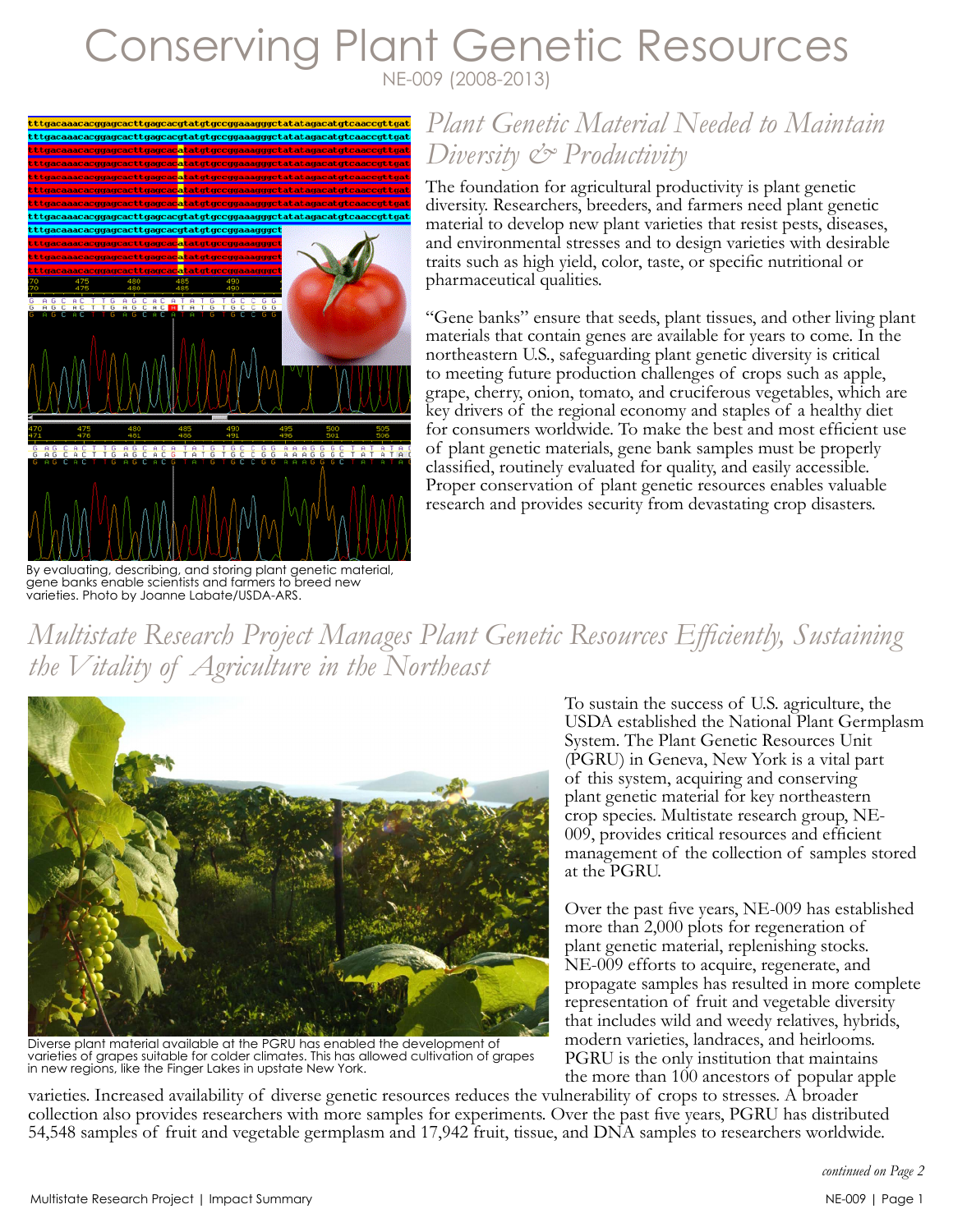# Conserving Plant Genetic Resources

NE-009 (2008-2013)

By evaluating, describing, and storing plant genetic material, gene banks enable scientists and farmers to breed new varieties. Photo by Joanne Labate/USDA-ARS.

## *Plant Genetic Material Needed to Maintain Diversity & Productivity*

The foundation for agricultural productivity is plant genetic diversity. Researchers, breeders, and farmers need plant genetic material to develop new plant varieties that resist pests, diseases, and environmental stresses and to design varieties with desirable traits such as high yield, color, taste, or specific nutritional or pharmaceutical qualities.

"Gene banks" ensure that seeds, plant tissues, and other living plant materials that contain genes are available for years to come. In the northeastern U.S., safeguarding plant genetic diversity is critical to meeting future production challenges of crops such as apple, grape, cherry, onion, tomato, and cruciferous vegetables, which are key drivers of the regional economy and staples of a healthy diet for consumers worldwide. To make the best and most efficient use of plant genetic materials, gene bank samples must be properly classified, routinely evaluated for quality, and easily accessible. Proper conservation of plant genetic resources enables valuable research and provides security from devastating crop disasters.

## *Multistate Research Project Manages Plant Genetic Resources Efficiently, Sustaining the Vitality of Agriculture in the Northeast*

Diverse plant material available at the PGRU has enabled the development of varieties of grapes suitable for colder climates. This has allowed cultivation of grapes in new regions, like the Finger Lakes in upstate New York.

To sustain the success of U.S. agriculture, the USDA established the National Plant Germplasm System. The Plant Genetic Resources Unit (PGRU) in Geneva, New York is a vital part of this system, acquiring and conserving plant genetic material for key northeastern crop species. Multistate research group, NE-009, provides critical resources and efficient management of the collection of samples stored at the PGRU.

Over the past five years, NE-009 has established more than 2,000 plots for regeneration of plant genetic material, replenishing stocks. NE-009 efforts to acquire, regenerate, and propagate samples has resulted in more complete representation of fruit and vegetable diversity that includes wild and weedy relatives, hybrids, modern varieties, landraces, and heirlooms. PGRU is the only institution that maintains the more than 100 ancestors of popular apple varieties. Increased availability of diverse genetic resources reduces the vulnerability of crops to stresses. A broader collection also provides researchers with more samples for experiments. Over the past five years, PGRU has distributed 54,548 samples of fruit and vegetable germplasm and 17,942 fruit, tissue, and DNA samples to researchers worldwide.

*continued on Page 2*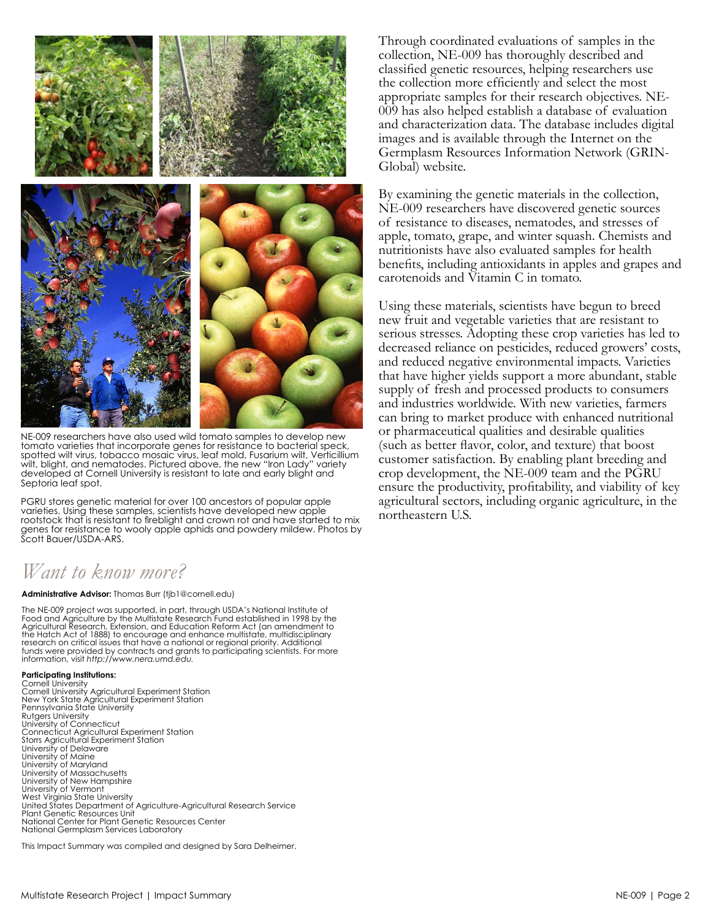NE-009 researchers have also used wild tomato samples to develop new tomato varieties that incorporate genes for resistance to bacterial speck, spotted wilt virus, tobacco mosaic virus, leaf mold, Fusarium wilt, Verticillium wilt, blight, and nematodes. Pictured above, the new "Iron Lady" variety developed at Cornell University is resistant to late and early blight and Septoria leaf spot.

PGRU stores genetic material for over 100 ancestors of popular apple varieties. Using these samples, scientists have developed new apple rootstock that is resistant to fireblight and crown rot and have started to mix genes for resistance to wooly apple aphids and powdery mildew. Photos by Scott Bauer/USDA-ARS.

Through coordinated evaluations of samples in the collection, NE-009 has thoroughly described and classified genetic resources, helping researchers use the collection more efficiently and select the most appropriate samples for their research objectives. NE-009 has also helped establish a database of evaluation and characterization data. The database includes digital images and is available through the Internet on the Germplasm Resources Information Network (GRIN-Global) website.

By examining the genetic materials in the collection, NE-009 researchers have discovered genetic sources of resistance to diseases, nematodes, and stresses of apple, tomato, grape, and winter squash. Chemists and nutritionists have also evaluated samples for health benefits, including antioxidants in apples and grapes and carotenoids and Vitamin C in tomato.

Using these materials, scientists have begun to breed new fruit and vegetable varieties that are resistant to serious stresses. Adopting these crop varieties has led to decreased reliance on pesticides, reduced growers' costs, and reduced negative environmental impacts. Varieties that have higher yields support a more abundant, stable supply of fresh and processed products to consumers and industries worldwide. With new varieties, farmers can bring to market produce with enhanced nutritional or pharmaceutical qualities and desirable qualities (such as better flavor, color, and texture) that boost customer satisfaction. By enabling plant breeding and crop development, the NE-009 team and the PGRU ensure the productivity, profitability, and viability of key agricultural sectors, including organic agriculture, in the northeastern U.S.

## *Want to know more?*

**Administrative Advisor:** Thomas Burr (tjb1@cornell.edu)

The NE-009 project was supported, in part, through USDA's National Institute of Food and Agriculture by the Multistate Research Fund established in 1998 by the Agricultural Research, Extension, and Education Reform Act (an amendment to the Hatch Act of 1888) to encourage and enhance multistate, multidisciplinary research on critical issues that have a national or regional priority. Additional funds were provided by contracts and grants to participating scientists. For more information, visit *http://www.nera.umd.edu.*

**Participating Institutions:**

Cornell University
Cornell University Agricultural Experiment Station
New York State Agricultural Experiment Station
Pennsylvania State University
Rutgers University
University of Connecticut
Connecticut Agricultural Experiment Station
Storrs Agricultural Experiment Station
University of Delaware
University of Maine
University of Maryland
University of Massachusetts
University of New Hampshire
University of Vermont
West Virginia State University
United States Department of Agriculture-Agricultural Research Service
Plant Genetic Resources Unit
National Center for Plant Genetic Resources Center
National Germplasm Services Laboratory

This Impact Summary was compiled and designed by Sara Delheimer.